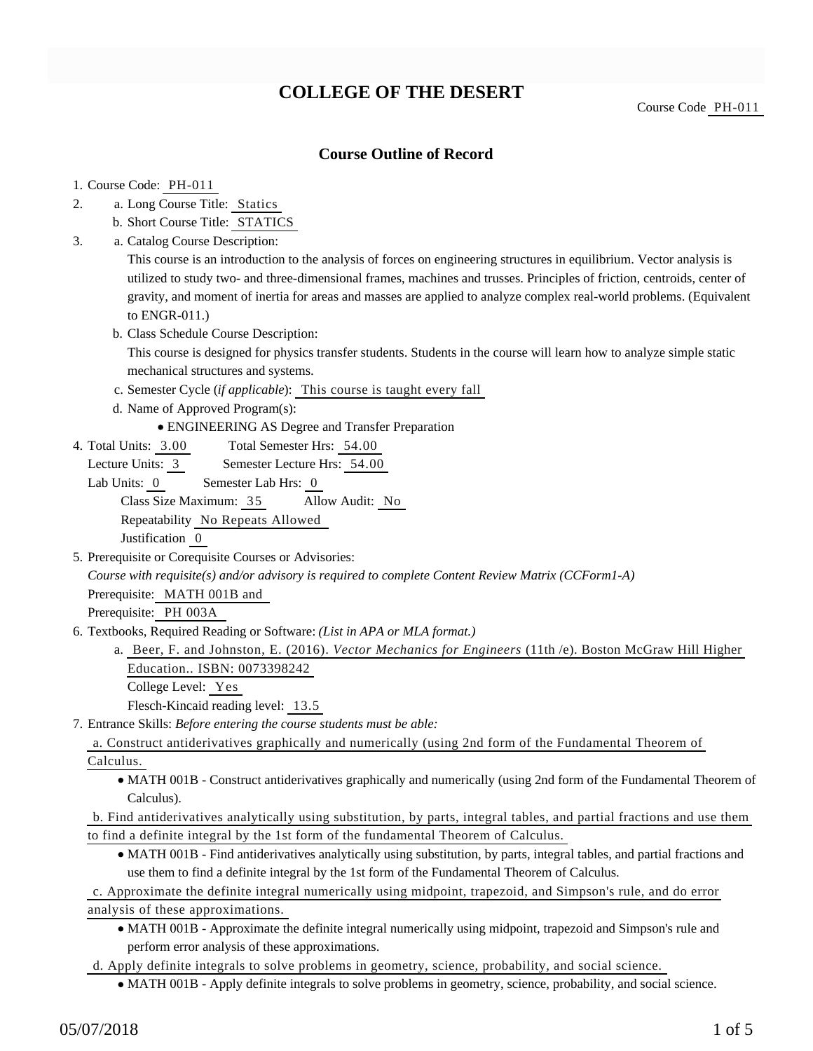# COLLEGE OF THE DESERT

Course Code PH-011

## Course Outline of Record

1. Course Code: PH-011
2. a. Long Course Title: Statics
   b. Short Course Title: STATICS
3. a. Catalog Course Description:
   This course is an introduction to the analysis of forces on engineering structures in equilibrium. Vector analysis is utilized to study two- and three-dimensional frames, machines and trusses. Principles of friction, centroids, center of gravity, and moment of inertia for areas and masses are applied to analyze complex real-world problems. (Equivalent to ENGR-011.)
   b. Class Schedule Course Description:
   This course is designed for physics transfer students. Students in the course will learn how to analyze simple static mechanical structures and systems.
   c. Semester Cycle (*if applicable*): This course is taught every fall
   d. Name of Approved Program(s):
      - ENGINEERING AS Degree and Transfer Preparation
4. Total Units: 3.00 Total Semester Hrs: 54.00
   Lecture Units: 3 Semester Lecture Hrs: 54.00
   Lab Units: 0 Semester Lab Hrs: 0
   Class Size Maximum: 35 Allow Audit: No
   Repeatability No Repeats Allowed
   Justification 0
5. Prerequisite or Corequisite Courses or Advisories:
   *Course with requisite(s) and/or advisory is required to complete Content Review Matrix (CCForm1-A)*
   Prerequisite: MATH 001B and
   Prerequisite: PH 003A
6. Textbooks, Required Reading or Software: *(List in APA or MLA format.)*
   a. Beer, F. and Johnston, E. (2016). *Vector Mechanics for Engineers* (11th /e). Boston McGraw Hill Higher Education.. ISBN: 0073398242
      College Level: Yes
      Flesch-Kincaid reading level: 13.5
7. Entrance Skills: *Before entering the course students must be able:*
   a. Construct antiderivatives graphically and numerically (using 2nd form of the Fundamental Theorem of Calculus.
      - MATH 001B - Construct antiderivatives graphically and numerically (using 2nd form of the Fundamental Theorem of Calculus).
   b. Find antiderivatives analytically using substitution, by parts, integral tables, and partial fractions and use them to find a definite integral by the 1st form of the fundamental Theorem of Calculus.
      - MATH 001B - Find antiderivatives analytically using substitution, by parts, integral tables, and partial fractions and use them to find a definite integral by the 1st form of the Fundamental Theorem of Calculus.
   c. Approximate the definite integral numerically using midpoint, trapezoid, and Simpson's rule, and do error analysis of these approximations.
      - MATH 001B - Approximate the definite integral numerically using midpoint, trapezoid and Simpson's rule and perform error analysis of these approximations.
   d. Apply definite integrals to solve problems in geometry, science, probability, and social science.
      - MATH 001B - Apply definite integrals to solve problems in geometry, science, probability, and social science.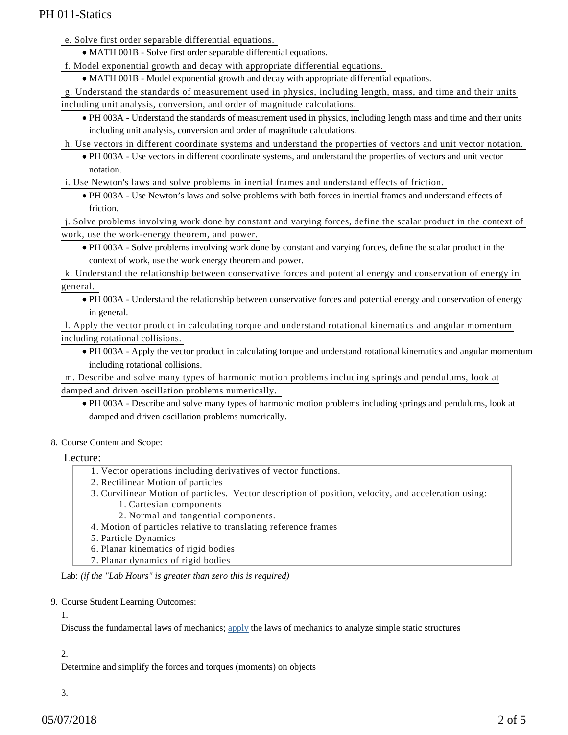e. Solve first order separable differential equations.

- MATH 001B - Solve first order separable differential equations.

f. Model exponential growth and decay with appropriate differential equations.

- MATH 001B - Model exponential growth and decay with appropriate differential equations.

g. Understand the standards of measurement used in physics, including length, mass, and time and their units including unit analysis, conversion, and order of magnitude calculations.

- PH 003A - Understand the standards of measurement used in physics, including length mass and time and their units including unit analysis, conversion and order of magnitude calculations.

h. Use vectors in different coordinate systems and understand the properties of vectors and unit vector notation.

- PH 003A - Use vectors in different coordinate systems, and understand the properties of vectors and unit vector notation.

i. Use Newton's laws and solve problems in inertial frames and understand effects of friction.

- PH 003A - Use Newton's laws and solve problems with both forces in inertial frames and understand effects of friction.

j. Solve problems involving work done by constant and varying forces, define the scalar product in the context of work, use the work-energy theorem, and power.

- PH 003A - Solve problems involving work done by constant and varying forces, define the scalar product in the context of work, use the work energy theorem and power.

k. Understand the relationship between conservative forces and potential energy and conservation of energy in general.

- PH 003A - Understand the relationship between conservative forces and potential energy and conservation of energy in general.

l. Apply the vector product in calculating torque and understand rotational kinematics and angular momentum including rotational collisions.

- PH 003A - Apply the vector product in calculating torque and understand rotational kinematics and angular momentum including rotational collisions.

m. Describe and solve many types of harmonic motion problems including springs and pendulums, look at damped and driven oscillation problems numerically.

- PH 003A - Describe and solve many types of harmonic motion problems including springs and pendulums, look at damped and driven oscillation problems numerically.

8. Course Content and Scope:

Lecture:

1. Vector operations including derivatives of vector functions.
2. Rectilinear Motion of particles
3. Curvilinear Motion of particles. Vector description of position, velocity, and acceleration using:
    1. Cartesian components
    2. Normal and tangential components.
4. Motion of particles relative to translating reference frames
5. Particle Dynamics
6. Planar kinematics of rigid bodies
7. Planar dynamics of rigid bodies

Lab: *(if the "Lab Hours" is greater than zero this is required)*

9. Course Student Learning Outcomes:

1.

Discuss the fundamental laws of mechanics; apply the laws of mechanics to analyze simple static structures

2.

Determine and simplify the forces and torques (moments) on objects

3.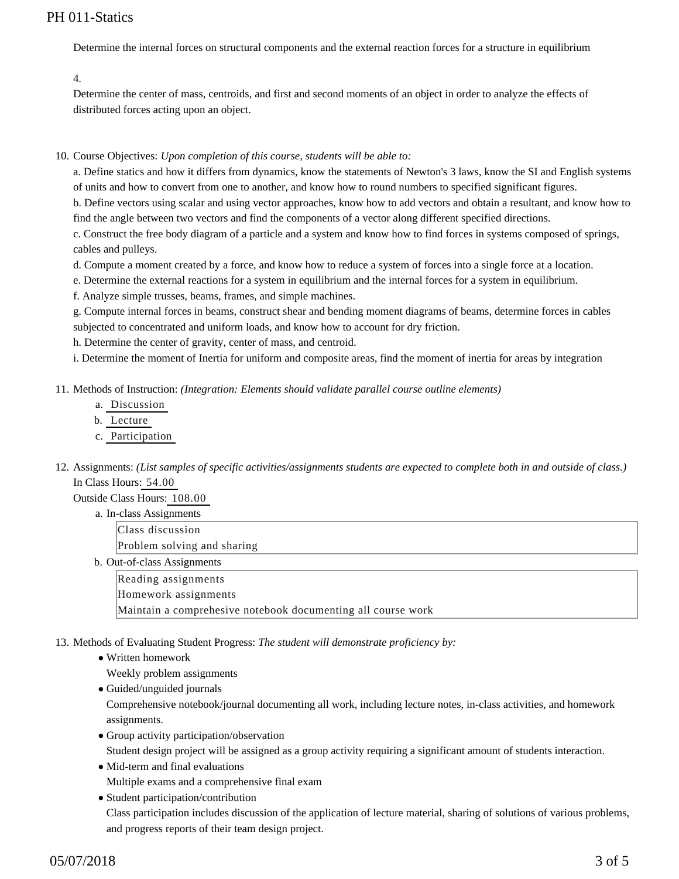Determine the internal forces on structural components and the external reaction forces for a structure in equilibrium

4.

Determine the center of mass, centroids, and first and second moments of an object in order to analyze the effects of distributed forces acting upon an object.

10. Course Objectives: *Upon completion of this course, students will be able to:*

    a. Define statics and how it differs from dynamics, know the statements of Newton's 3 laws, know the SI and English systems of units and how to convert from one to another, and know how to round numbers to specified significant figures.

    b. Define vectors using scalar and using vector approaches, know how to add vectors and obtain a resultant, and know how to find the angle between two vectors and find the components of a vector along different specified directions.

    c. Construct the free body diagram of a particle and a system and know how to find forces in systems composed of springs, cables and pulleys.

    d. Compute a moment created by a force, and know how to reduce a system of forces into a single force at a location.

    e. Determine the external reactions for a system in equilibrium and the internal forces for a system in equilibrium.

    f. Analyze simple trusses, beams, frames, and simple machines.

    g. Compute internal forces in beams, construct shear and bending moment diagrams of beams, determine forces in cables subjected to concentrated and uniform loads, and know how to account for dry friction.

    h. Determine the center of gravity, center of mass, and centroid.

    i. Determine the moment of Inertia for uniform and composite areas, find the moment of inertia for areas by integration

11. Methods of Instruction: *(Integration: Elements should validate parallel course outline elements)*
    a. Discussion
    b. Lecture
    c. Participation

12. Assignments: *(List samples of specific activities/assignments students are expected to complete both in and outside of class.)*

    In Class Hours: 54.00

    Outside Class Hours: 108.00

    a. In-class Assignments

        Class discussion

        Problem solving and sharing

    b. Out-of-class Assignments

        Reading assignments

        Homework assignments

        Maintain a comprehesive notebook documenting all course work

13. Methods of Evaluating Student Progress: *The student will demonstrate proficiency by:*
    - Written homework

      Weekly problem assignments
    - Guided/unguided journals

      Comprehensive notebook/journal documenting all work, including lecture notes, in-class activities, and homework assignments.
    - Group activity participation/observation

      Student design project will be assigned as a group activity requiring a significant amount of students interaction.
    - Mid-term and final evaluations

      Multiple exams and a comprehensive final exam
    - Student participation/contribution

      Class participation includes discussion of the application of lecture material, sharing of solutions of various problems, and progress reports of their team design project.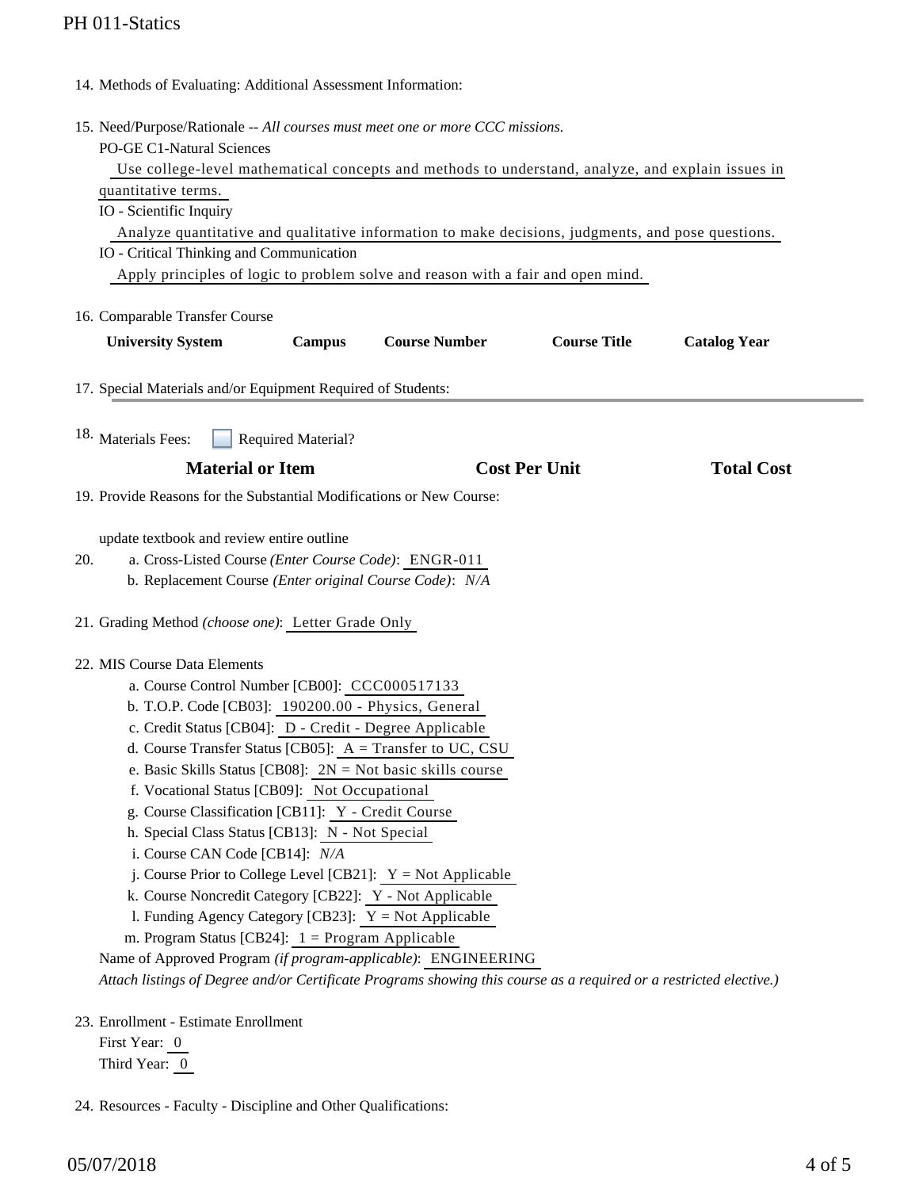14. Methods of Evaluating: Additional Assessment Information:

15. Need/Purpose/Rationale -- *All courses must meet one or more CCC missions.*

    PO-GE C1-Natural Sciences

    Use college-level mathematical concepts and methods to understand, analyze, and explain issues in quantitative terms.

    IO - Scientific Inquiry

    Analyze quantitative and qualitative information to make decisions, judgments, and pose questions.

    IO - Critical Thinking and Communication

    Apply principles of logic to problem solve and reason with a fair and open mind.

16. Comparable Transfer Course

| University System | Campus | Course Number | Course Title | Catalog Year |
|---|---|---|---|---|

17. Special Materials and/or Equipment Required of Students:

18. Materials Fees: ☐ Required Material?

| Material or Item | Cost Per Unit | Total Cost |
|---|---|---|

19. Provide Reasons for the Substantial Modifications or New Course:

    update textbook and review entire outline

20. a. Cross-Listed Course *(Enter Course Code)*: ENGR-011

    b. Replacement Course *(Enter original Course Code)*: *N/A*

21. Grading Method *(choose one)*: Letter Grade Only

22. MIS Course Data Elements

    a. Course Control Number [CB00]: CCC000517133

    b. T.O.P. Code [CB03]: 190200.00 - Physics, General

    c. Credit Status [CB04]: D - Credit - Degree Applicable

    d. Course Transfer Status [CB05]: A = Transfer to UC, CSU

    e. Basic Skills Status [CB08]: 2N = Not basic skills course

    f. Vocational Status [CB09]: Not Occupational

    g. Course Classification [CB11]: Y - Credit Course

    h. Special Class Status [CB13]: N - Not Special

    i. Course CAN Code [CB14]: *N/A*

    j. Course Prior to College Level [CB21]: Y = Not Applicable

    k. Course Noncredit Category [CB22]: Y - Not Applicable

    l. Funding Agency Category [CB23]: Y = Not Applicable

    m. Program Status [CB24]: 1 = Program Applicable

    Name of Approved Program *(if program-applicable)*: ENGINEERING

    *Attach listings of Degree and/or Certificate Programs showing this course as a required or a restricted elective.)*

23. Enrollment - Estimate Enrollment

    First Year: 0

    Third Year: 0

24. Resources - Faculty - Discipline and Other Qualifications: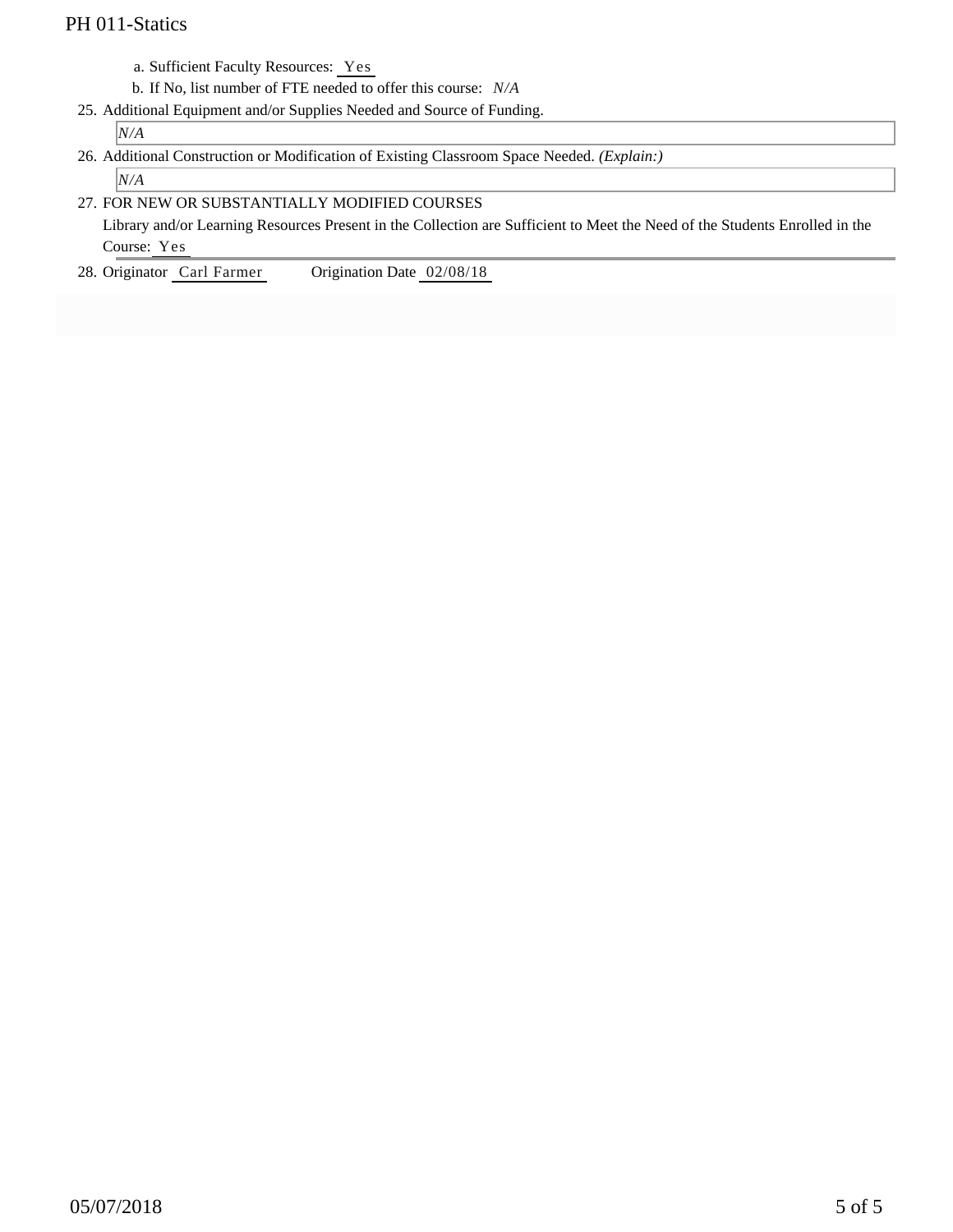a. Sufficient Faculty Resources: Yes

b. If No, list number of FTE needed to offer this course: *N/A*

25. Additional Equipment and/or Supplies Needed and Source of Funding.

    *N/A*

26. Additional Construction or Modification of Existing Classroom Space Needed. *(Explain:)*

    *N/A*

27. FOR NEW OR SUBSTANTIALLY MODIFIED COURSES

    Library and/or Learning Resources Present in the Collection are Sufficient to Meet the Need of the Students Enrolled in the Course: Yes

28. Originator Carl Farmer Origination Date 02/08/18